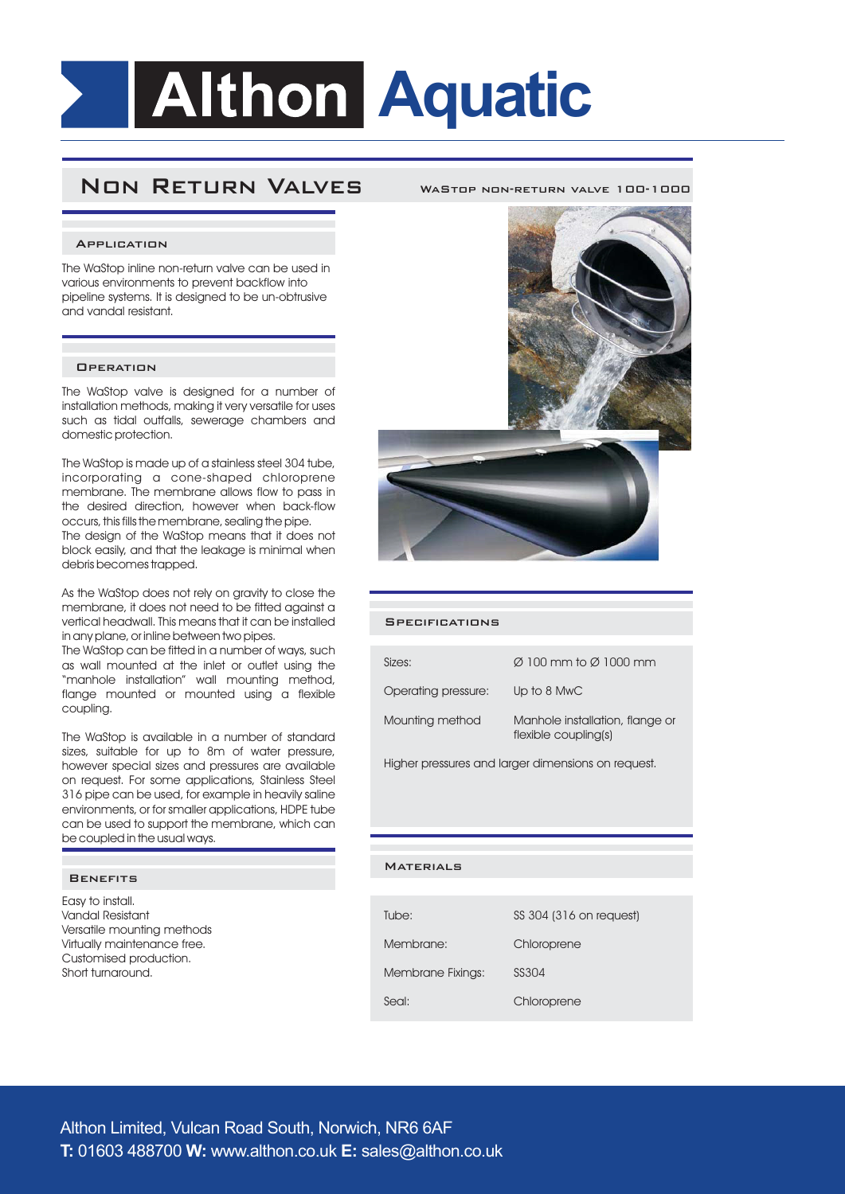# Althon Aquatic

## Non Return Valves

WaStop non-return valve 100-1000

### Application

The WaStop inline non-return valve can be used in various environments to prevent backflow into pipeline systems. It is designed to be un-obtrusive and vandal resistant.

### Operation

The WaStop valve is designed for a number of installation methods, making it very versatile for uses such as tidal outfalls, sewerage chambers and domestic protection.

The WaStop is made up of a stainless steel 304 tube, incorporating a cone-shaped chloroprene membrane. The membrane allows flow to pass in the desired direction, however when back-flow occurs, this fills the membrane, sealing the pipe.
The design of the WaStop means that it does not block easily, and that the leakage is minimal when debris becomes trapped.

As the WaStop does not rely on gravity to close the membrane, it does not need to be fitted against a vertical headwall. This means that it can be installed in any plane, or inline between two pipes.
The WaStop can be fitted in a number of ways, such as wall mounted at the inlet or outlet using the "manhole installation" wall mounting method, flange mounted or mounted using a flexible coupling.

The WaStop is available in a number of standard sizes, suitable for up to 8m of water pressure, however special sizes and pressures are available on request. For some applications, Stainless Steel 316 pipe can be used, for example in heavily saline environments, or for smaller applications, HDPE tube can be used to support the membrane, which can be coupled in the usual ways.

### Benefits

Easy to install.
Vandal Resistant
Versatile mounting methods
Virtually maintenance free.
Customised production.
Short turnaround.

### Specifications

| | |
|---|---|
| Sizes: | Ø 100 mm to Ø 1000 mm |
| Operating pressure: | Up to 8 MwC |
| Mounting method | Manhole installation, flange or flexible coupling(s) |

Higher pressures and larger dimensions on request.

### Materials

| | |
|---|---|
| Tube: | SS 304 (316 on request) |
| Membrane: | Chloroprene |
| Membrane Fixings: | SS304 |
| Seal: | Chloroprene |

Althon Limited, Vulcan Road South, Norwich, NR6 6AF
**T:** 01603 488700 **W:** www.althon.co.uk **E:** sales@althon.co.uk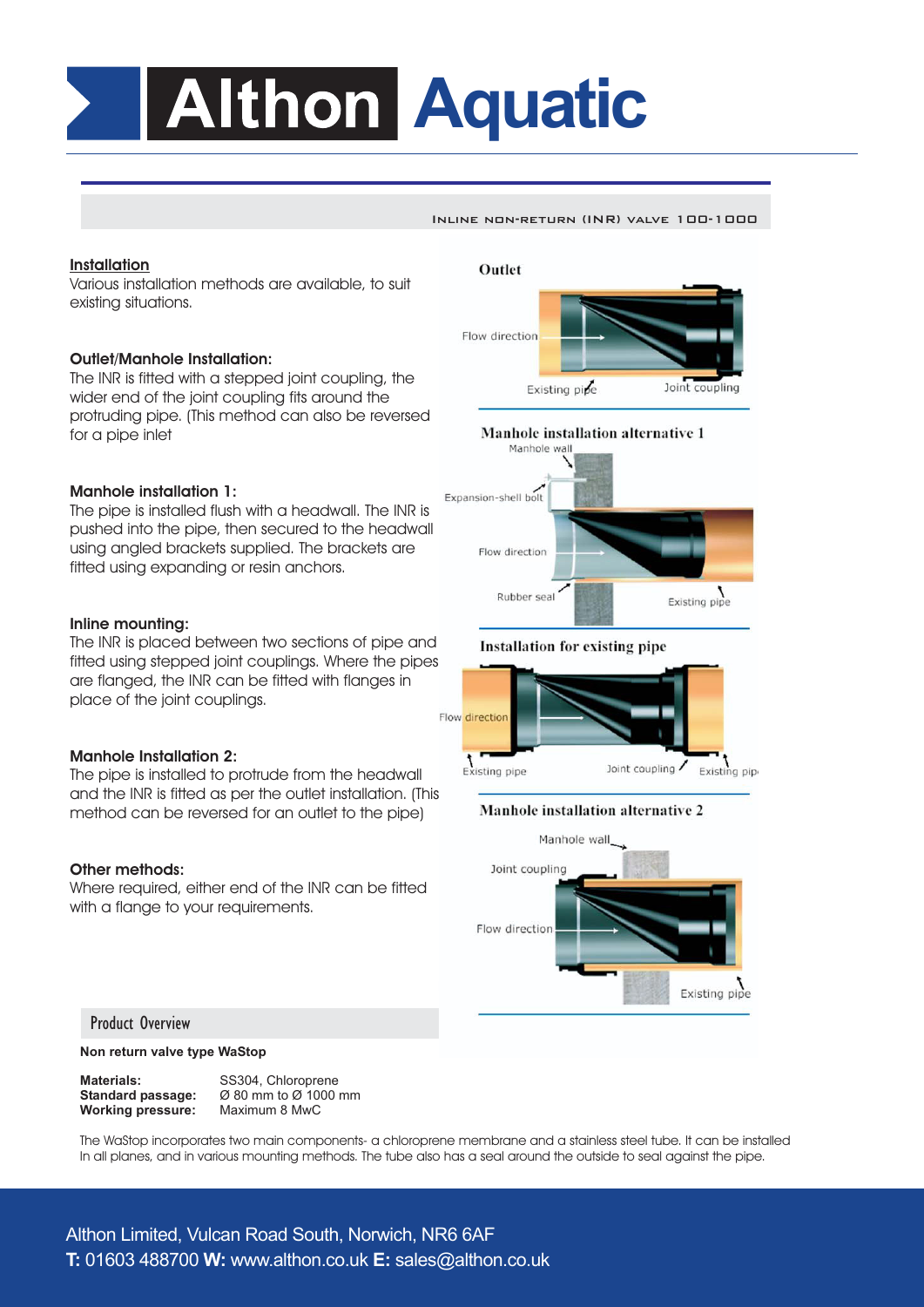# Althon Aquatic

Inline non-return (INR) valve 100-1000

## Installation

Various installation methods are available, to suit existing situations.

**Outlet/Manhole Installation:**
The INR is fitted with a stepped joint coupling, the wider end of the joint coupling fits around the protruding pipe. (This method can also be reversed for a pipe inlet

**Manhole installation 1:**
The pipe is installed flush with a headwall. The INR is pushed into the pipe, then secured to the headwall using angled brackets supplied. The brackets are fitted using expanding or resin anchors.

**Inline mounting:**
The INR is placed between two sections of pipe and fitted using stepped joint couplings. Where the pipes are flanged, the INR can be fitted with flanges in place of the joint couplings.

**Manhole Installation 2:**
The pipe is installed to protrude from the headwall and the INR is fitted as per the outlet installation. (This method can be reversed for an outlet to the pipe)

**Other methods:**
Where required, either end of the INR can be fitted with a flange to your requirements.

Outlet

Flow direction

Existing pipe

Joint coupling

Manhole installation alternative 1

Manhole wall

Expansion-shell bolt

Flow direction

Rubber seal

Existing pipe

Installation for existing pipe

Flow direction

Existing pipe

Joint coupling

Existing pipe

Manhole installation alternative 2

Manhole wall

Joint coupling

Flow direction

Existing pipe

## Product Overview

**Non return valve type WaStop**

| | |
|---|---|
| **Materials:** | SS304, Chloroprene |
| **Standard passage:** | Ø 80 mm to Ø 1000 mm |
| **Working pressure:** | Maximum 8 MwC |

The WaStop incorporates two main components- a chloroprene membrane and a stainless steel tube. It can be installed In all planes, and in various mounting methods. The tube also has a seal around the outside to seal against the pipe.

Althon Limited, Vulcan Road South, Norwich, NR6 6AF
**T:** 01603 488700 **W:** www.althon.co.uk **E:** sales@althon.co.uk